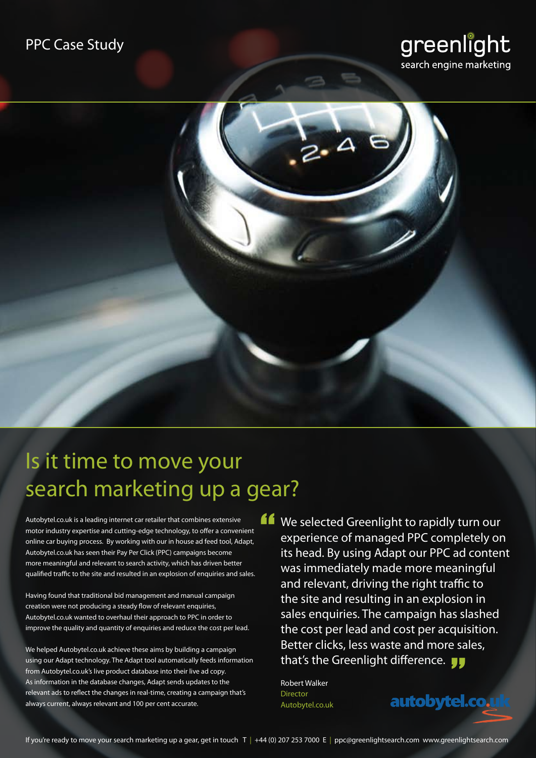PPC Case Study

greenlight
search engine marketing

# Is it time to move your search marketing up a gear?

Autobytel.co.uk is a leading internet car retailer that combines extensive motor industry expertise and cutting-edge technology, to offer a convenient online car buying process. By working with our in house ad feed tool, Adapt, Autobytel.co.uk has seen their Pay Per Click (PPC) campaigns become more meaningful and relevant to search activity, which has driven better qualified traffic to the site and resulted in an explosion of enquiries and sales.

Having found that traditional bid management and manual campaign creation were not producing a steady flow of relevant enquiries, Autobytel.co.uk wanted to overhaul their approach to PPC in order to improve the quality and quantity of enquiries and reduce the cost per lead.

We helped Autobytel.co.uk achieve these aims by building a campaign using our Adapt technology. The Adapt tool automatically feeds information from Autobytel.co.uk's live product database into their live ad copy. As information in the database changes, Adapt sends updates to the relevant ads to reflect the changes in real-time, creating a campaign that's always current, always relevant and 100 per cent accurate.

> "We selected Greenlight to rapidly turn our experience of managed PPC completely on its head. By using Adapt our PPC ad content was immediately made more meaningful and relevant, driving the right traffic to the site and resulting in an explosion in sales enquiries. The campaign has slashed the cost per lead and cost per acquisition. Better clicks, less waste and more sales, that's the Greenlight difference."

Robert Walker
Director
Autobytel.co.uk

autobytel.co.uk

If you're ready to move your search marketing up a gear, get in touch T | +44 (0) 207 253 7000 E | ppc@greenlightsearch.com www.greenlightsearch.com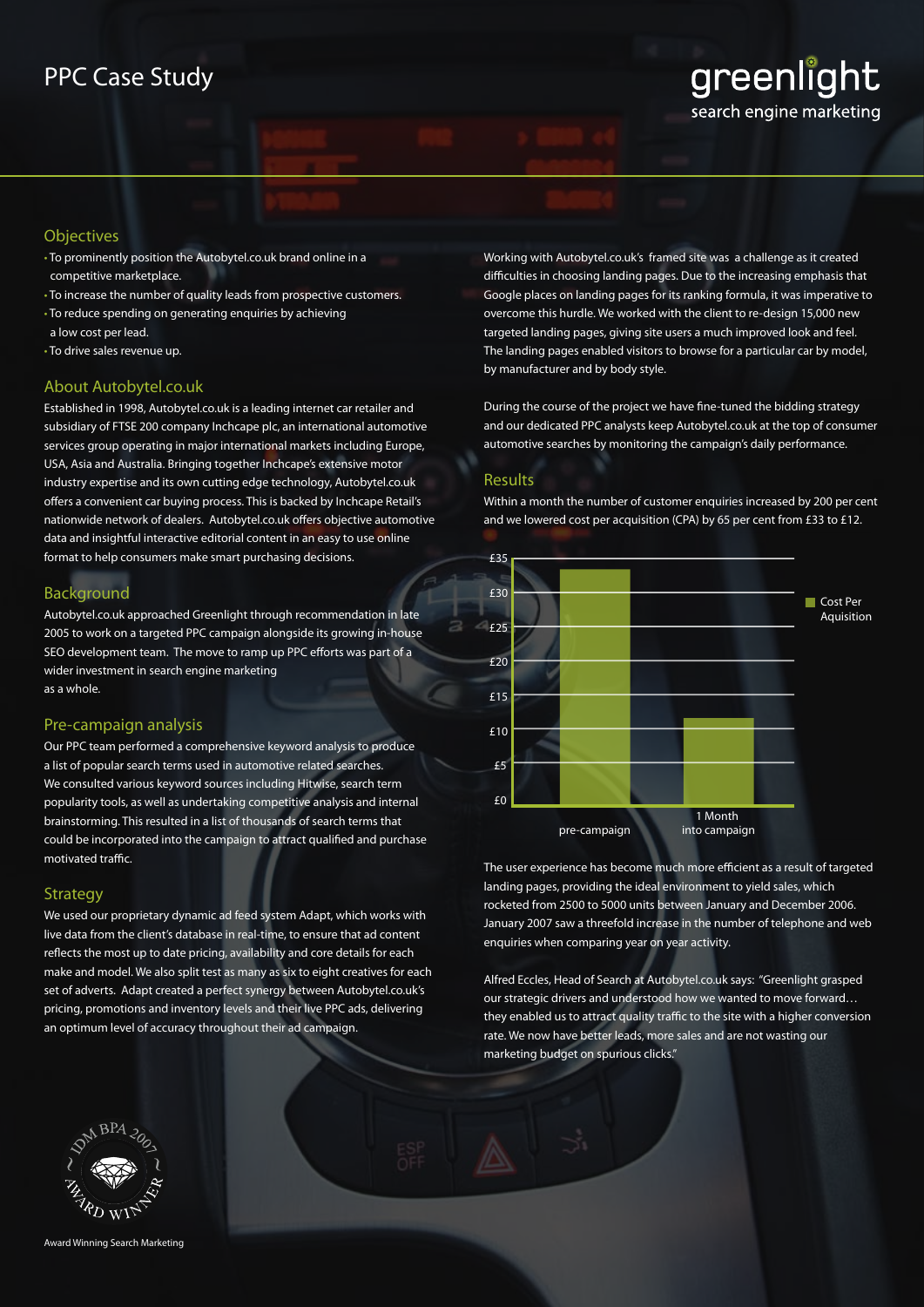# PPC Case Study

greenlight
search engine marketing

## Objectives

- To prominently position the Autobytel.co.uk brand online in a competitive marketplace.
- To increase the number of quality leads from prospective customers.
- To reduce spending on generating enquiries by achieving a low cost per lead.
- To drive sales revenue up.

## About Autobytel.co.uk

Established in 1998, Autobytel.co.uk is a leading internet car retailer and subsidiary of FTSE 200 company Inchcape plc, an international automotive services group operating in major international markets including Europe, USA, Asia and Australia. Bringing together Inchcape's extensive motor industry expertise and its own cutting edge technology, Autobytel.co.uk offers a convenient car buying process. This is backed by Inchcape Retail's nationwide network of dealers. Autobytel.co.uk offers objective automotive data and insightful interactive editorial content in an easy to use online format to help consumers make smart purchasing decisions.

## Background

Autobytel.co.uk approached Greenlight through recommendation in late 2005 to work on a targeted PPC campaign alongside its growing in-house SEO development team. The move to ramp up PPC efforts was part of a wider investment in search engine marketing as a whole.

## Pre-campaign analysis

Our PPC team performed a comprehensive keyword analysis to produce a list of popular search terms used in automotive related searches. We consulted various keyword sources including Hitwise, search term popularity tools, as well as undertaking competitive analysis and internal brainstorming. This resulted in a list of thousands of search terms that could be incorporated into the campaign to attract qualified and purchase motivated traffic.

## Strategy

We used our proprietary dynamic ad feed system Adapt, which works with live data from the client's database in real-time, to ensure that ad content reflects the most up to date pricing, availability and core details for each make and model. We also split test as many as six to eight creatives for each set of adverts. Adapt created a perfect synergy between Autobytel.co.uk's pricing, promotions and inventory levels and their live PPC ads, delivering an optimum level of accuracy throughout their ad campaign.

Working with Autobytel.co.uk's framed site was a challenge as it created difficulties in choosing landing pages. Due to the increasing emphasis that Google places on landing pages for its ranking formula, it was imperative to overcome this hurdle. We worked with the client to re-design 15,000 new targeted landing pages, giving site users a much improved look and feel. The landing pages enabled visitors to browse for a particular car by model, by manufacturer and by body style.

During the course of the project we have fine-tuned the bidding strategy and our dedicated PPC analysts keep Autobytel.co.uk at the top of consumer automotive searches by monitoring the campaign's daily performance.

## Results

Within a month the number of customer enquiries increased by 200 per cent and we lowered cost per acquisition (CPA) by 65 per cent from £33 to £12.

£35
£30
£25
£20
£15
£10
£5
£0
pre-campaign
1 Month into campaign
Cost Per Aquisition

The user experience has become much more efficient as a result of targeted landing pages, providing the ideal environment to yield sales, which rocketed from 2500 to 5000 units between January and December 2006. January 2007 saw a threefold increase in the number of telephone and web enquiries when comparing year on year activity.

Alfred Eccles, Head of Search at Autobytel.co.uk says: "Greenlight grasped our strategic drivers and understood how we wanted to move forward… they enabled us to attract quality traffic to the site with a higher conversion rate. We now have better leads, more sales and are not wasting our marketing budget on spurious clicks."

IDM BPA 2007 AWARD WINNER

Award Winning Search Marketing